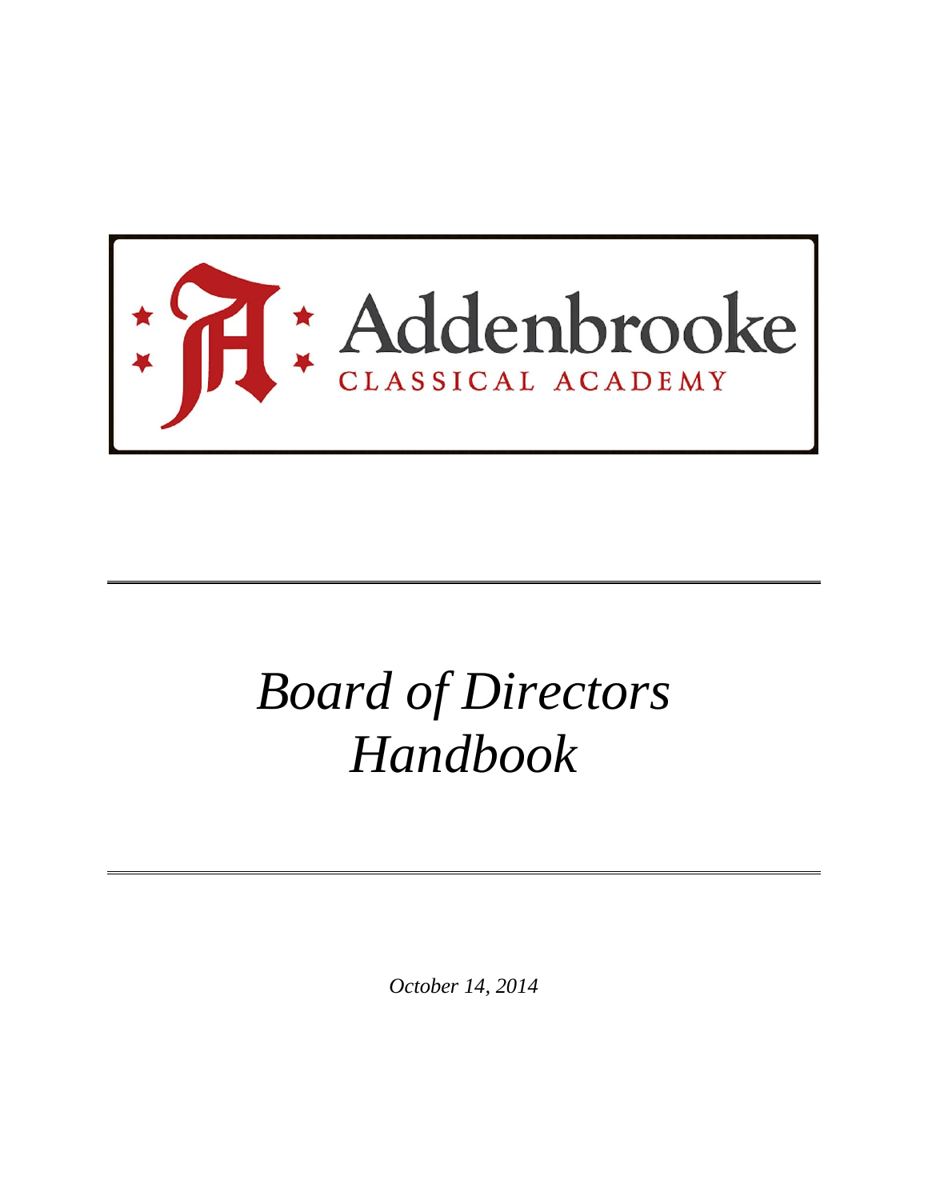Addenbrooke

CLASSICAL ACADEMY

# *Board of Directors Handbook*

*October 14, 2014*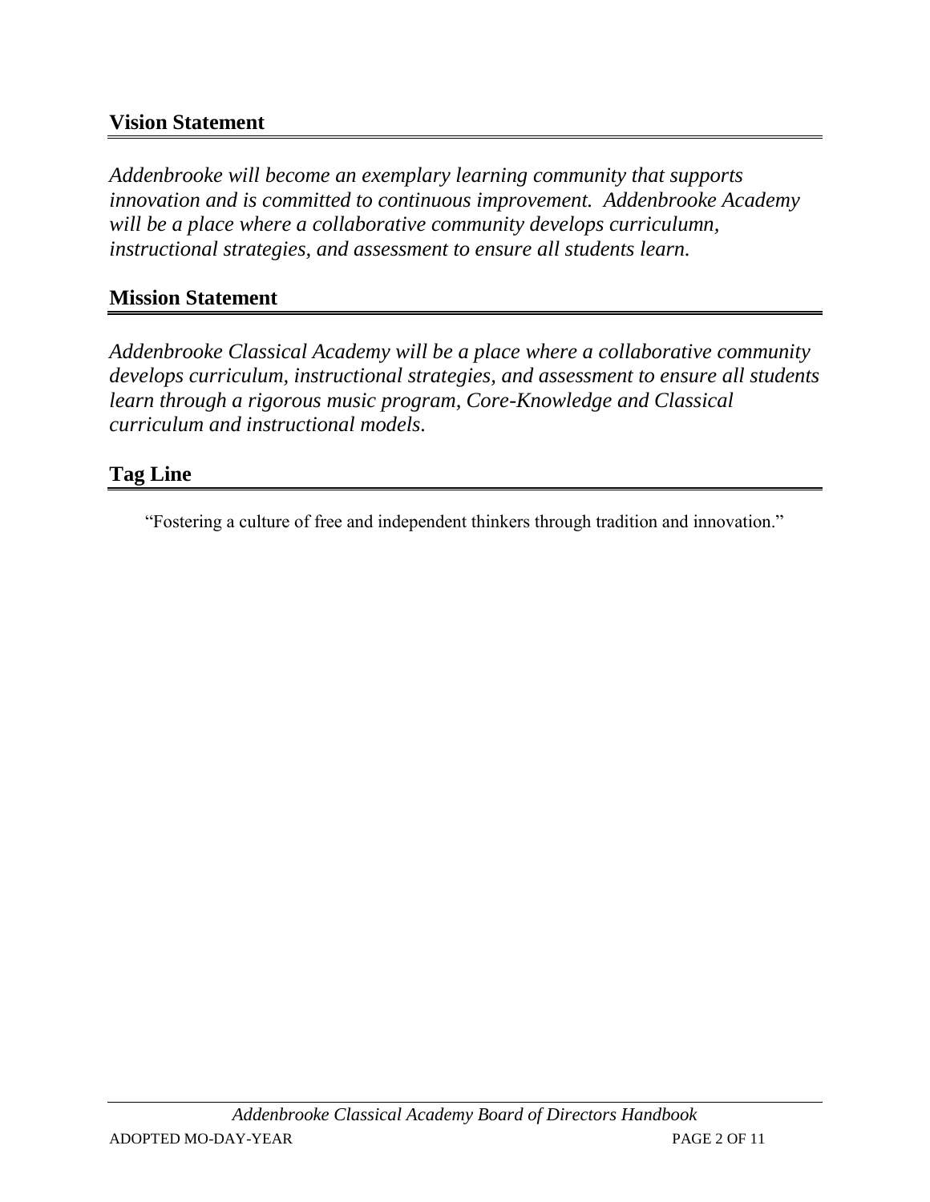## Vision Statement

*Addenbrooke will become an exemplary learning community that supports innovation and is committed to continuous improvement. Addenbrooke Academy will be a place where a collaborative community develops curriculumn, instructional strategies, and assessment to ensure all students learn.*

## Mission Statement

*Addenbrooke Classical Academy will be a place where a collaborative community develops curriculum, instructional strategies, and assessment to ensure all students learn through a rigorous music program, Core-Knowledge and Classical curriculum and instructional models.*

## Tag Line

"Fostering a culture of free and independent thinkers through tradition and innovation."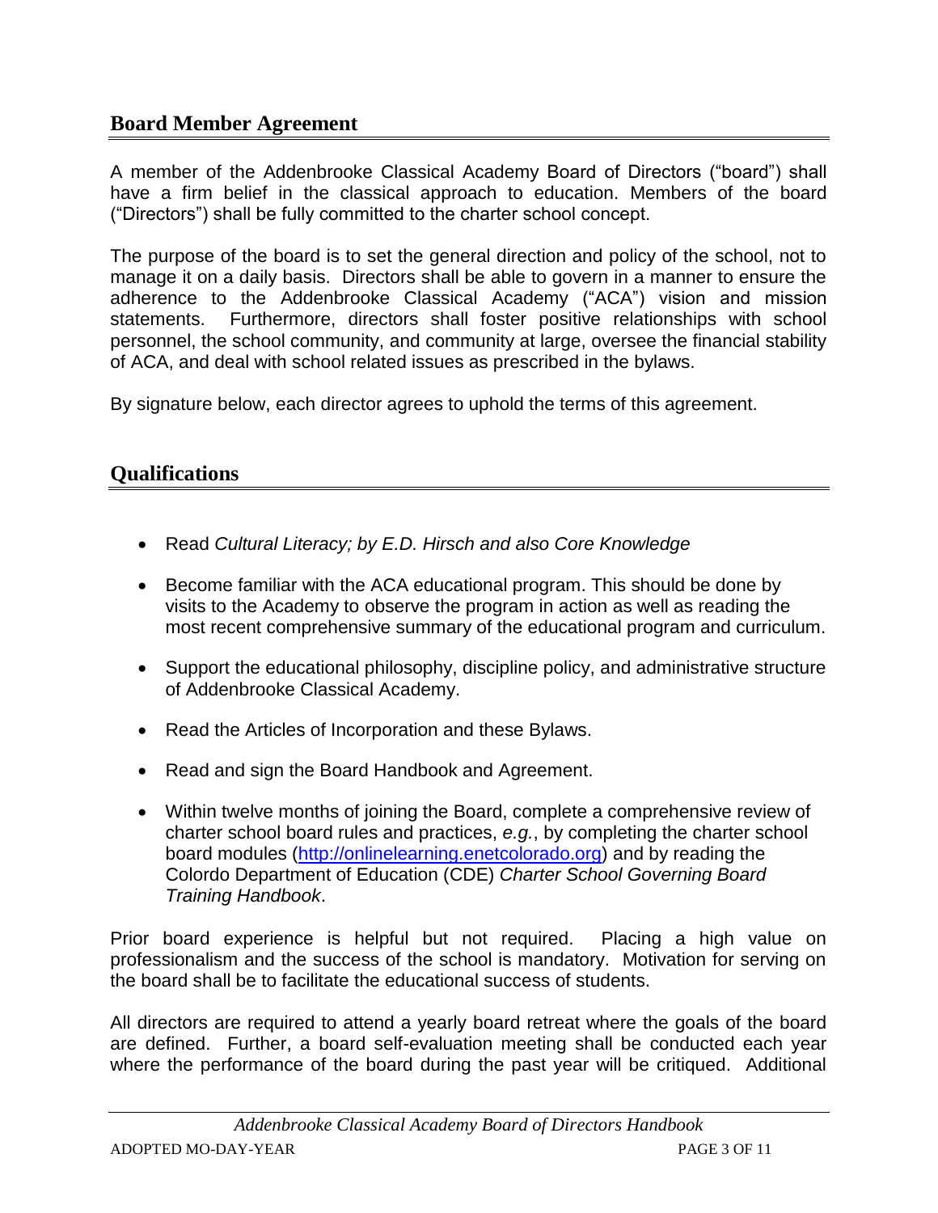## Board Member Agreement

A member of the Addenbrooke Classical Academy Board of Directors ("board") shall have a firm belief in the classical approach to education. Members of the board ("Directors") shall be fully committed to the charter school concept.

The purpose of the board is to set the general direction and policy of the school, not to manage it on a daily basis. Directors shall be able to govern in a manner to ensure the adherence to the Addenbrooke Classical Academy ("ACA") vision and mission statements. Furthermore, directors shall foster positive relationships with school personnel, the school community, and community at large, oversee the financial stability of ACA, and deal with school related issues as prescribed in the bylaws.

By signature below, each director agrees to uphold the terms of this agreement.

## Qualifications

- Read *Cultural Literacy; by E.D. Hirsch and also Core Knowledge*
- Become familiar with the ACA educational program. This should be done by visits to the Academy to observe the program in action as well as reading the most recent comprehensive summary of the educational program and curriculum.
- Support the educational philosophy, discipline policy, and administrative structure of Addenbrooke Classical Academy.
- Read the Articles of Incorporation and these Bylaws.
- Read and sign the Board Handbook and Agreement.
- Within twelve months of joining the Board, complete a comprehensive review of charter school board rules and practices, *e.g.*, by completing the charter school board modules ([http://onlinelearning.enetcolorado.org](http://onlinelearning.enetcolorado.org)) and by reading the Colordo Department of Education (CDE) *Charter School Governing Board Training Handbook*.

Prior board experience is helpful but not required. Placing a high value on professionalism and the success of the school is mandatory. Motivation for serving on the board shall be to facilitate the educational success of students.

All directors are required to attend a yearly board retreat where the goals of the board are defined. Further, a board self-evaluation meeting shall be conducted each year where the performance of the board during the past year will be critiqued. Additional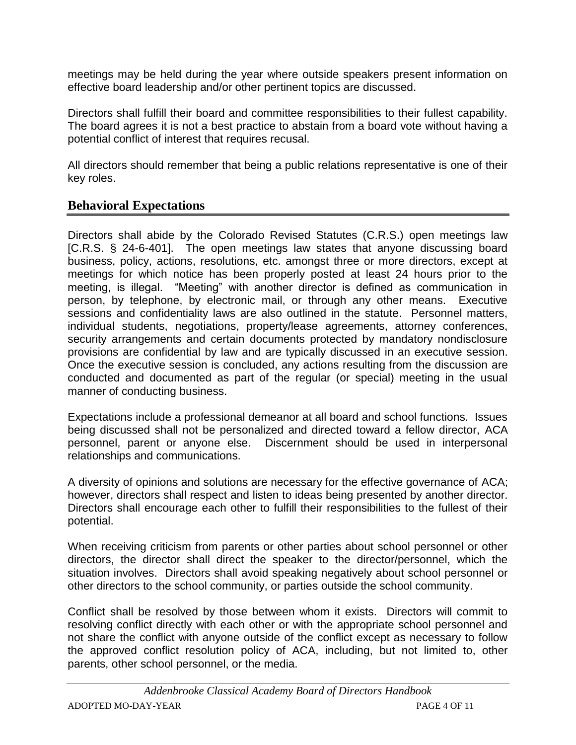meetings may be held during the year where outside speakers present information on effective board leadership and/or other pertinent topics are discussed.

Directors shall fulfill their board and committee responsibilities to their fullest capability. The board agrees it is not a best practice to abstain from a board vote without having a potential conflict of interest that requires recusal.

All directors should remember that being a public relations representative is one of their key roles.

## Behavioral Expectations

Directors shall abide by the Colorado Revised Statutes (C.R.S.) open meetings law [C.R.S. § 24-6-401]. The open meetings law states that anyone discussing board business, policy, actions, resolutions, etc. amongst three or more directors, except at meetings for which notice has been properly posted at least 24 hours prior to the meeting, is illegal. "Meeting" with another director is defined as communication in person, by telephone, by electronic mail, or through any other means. Executive sessions and confidentiality laws are also outlined in the statute. Personnel matters, individual students, negotiations, property/lease agreements, attorney conferences, security arrangements and certain documents protected by mandatory nondisclosure provisions are confidential by law and are typically discussed in an executive session. Once the executive session is concluded, any actions resulting from the discussion are conducted and documented as part of the regular (or special) meeting in the usual manner of conducting business.

Expectations include a professional demeanor at all board and school functions. Issues being discussed shall not be personalized and directed toward a fellow director, ACA personnel, parent or anyone else. Discernment should be used in interpersonal relationships and communications.

A diversity of opinions and solutions are necessary for the effective governance of ACA; however, directors shall respect and listen to ideas being presented by another director. Directors shall encourage each other to fulfill their responsibilities to the fullest of their potential.

When receiving criticism from parents or other parties about school personnel or other directors, the director shall direct the speaker to the director/personnel, which the situation involves. Directors shall avoid speaking negatively about school personnel or other directors to the school community, or parties outside the school community.

Conflict shall be resolved by those between whom it exists. Directors will commit to resolving conflict directly with each other or with the appropriate school personnel and not share the conflict with anyone outside of the conflict except as necessary to follow the approved conflict resolution policy of ACA, including, but not limited to, other parents, other school personnel, or the media.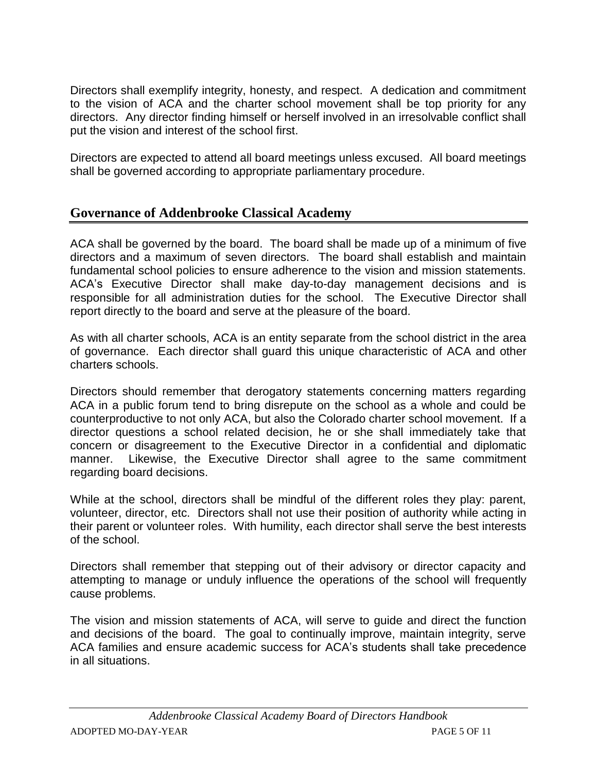Directors shall exemplify integrity, honesty, and respect. A dedication and commitment to the vision of ACA and the charter school movement shall be top priority for any directors. Any director finding himself or herself involved in an irresolvable conflict shall put the vision and interest of the school first.

Directors are expected to attend all board meetings unless excused. All board meetings shall be governed according to appropriate parliamentary procedure.

## Governance of Addenbrooke Classical Academy

ACA shall be governed by the board. The board shall be made up of a minimum of five directors and a maximum of seven directors. The board shall establish and maintain fundamental school policies to ensure adherence to the vision and mission statements. ACA's Executive Director shall make day-to-day management decisions and is responsible for all administration duties for the school. The Executive Director shall report directly to the board and serve at the pleasure of the board.

As with all charter schools, ACA is an entity separate from the school district in the area of governance. Each director shall guard this unique characteristic of ACA and other charters schools.

Directors should remember that derogatory statements concerning matters regarding ACA in a public forum tend to bring disrepute on the school as a whole and could be counterproductive to not only ACA, but also the Colorado charter school movement. If a director questions a school related decision, he or she shall immediately take that concern or disagreement to the Executive Director in a confidential and diplomatic manner. Likewise, the Executive Director shall agree to the same commitment regarding board decisions.

While at the school, directors shall be mindful of the different roles they play: parent, volunteer, director, etc. Directors shall not use their position of authority while acting in their parent or volunteer roles. With humility, each director shall serve the best interests of the school.

Directors shall remember that stepping out of their advisory or director capacity and attempting to manage or unduly influence the operations of the school will frequently cause problems.

The vision and mission statements of ACA, will serve to guide and direct the function and decisions of the board. The goal to continually improve, maintain integrity, serve ACA families and ensure academic success for ACA's students shall take precedence in all situations.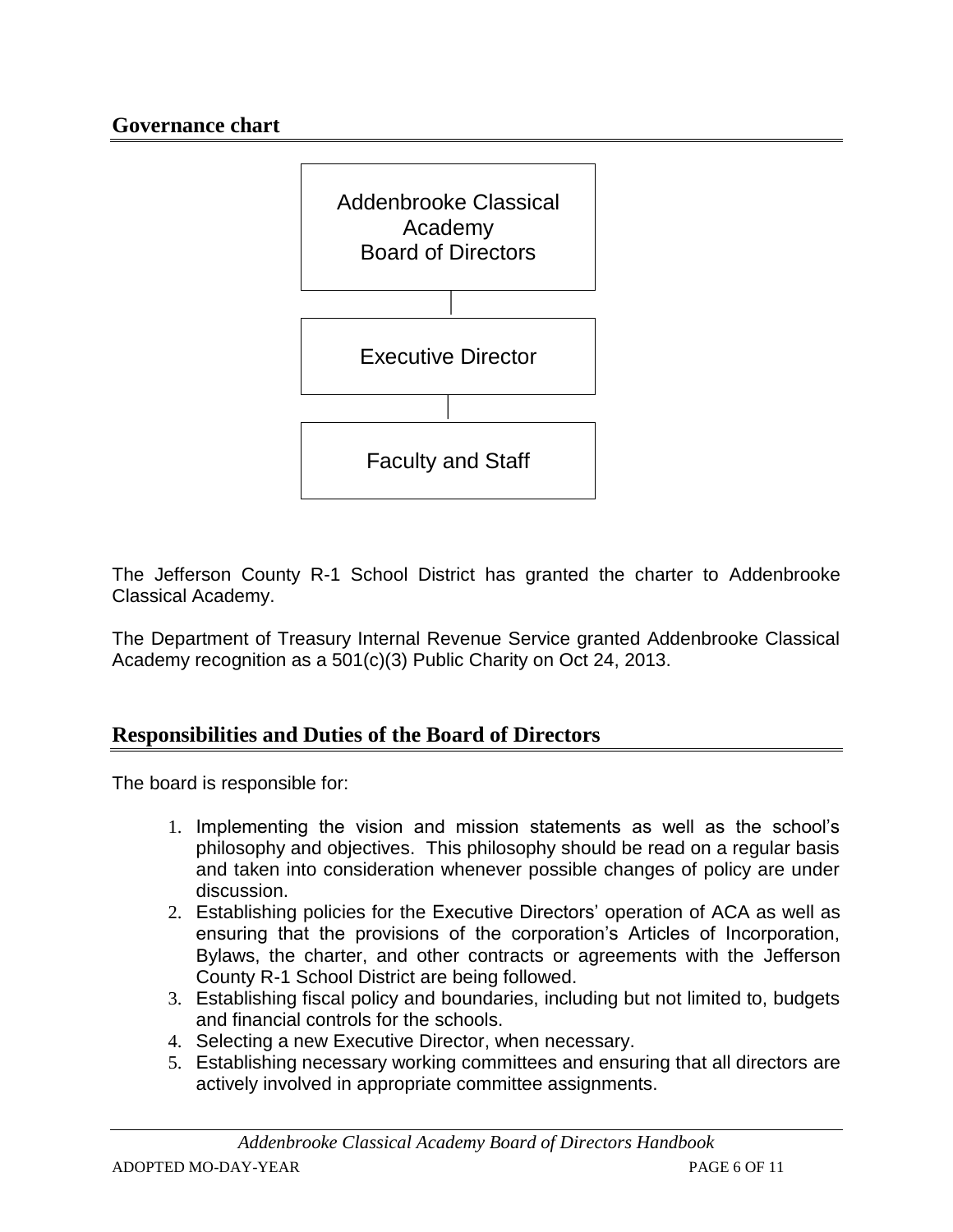## Governance chart

Addenbrooke Classical Academy Board of Directors

Executive Director

Faculty and Staff

The Jefferson County R-1 School District has granted the charter to Addenbrooke Classical Academy.

The Department of Treasury Internal Revenue Service granted Addenbrooke Classical Academy recognition as a 501(c)(3) Public Charity on Oct 24, 2013.

## Responsibilities and Duties of the Board of Directors

The board is responsible for:

1. Implementing the vision and mission statements as well as the school's philosophy and objectives. This philosophy should be read on a regular basis and taken into consideration whenever possible changes of policy are under discussion.
2. Establishing policies for the Executive Directors' operation of ACA as well as ensuring that the provisions of the corporation's Articles of Incorporation, Bylaws, the charter, and other contracts or agreements with the Jefferson County R-1 School District are being followed.
3. Establishing fiscal policy and boundaries, including but not limited to, budgets and financial controls for the schools.
4. Selecting a new Executive Director, when necessary.
5. Establishing necessary working committees and ensuring that all directors are actively involved in appropriate committee assignments.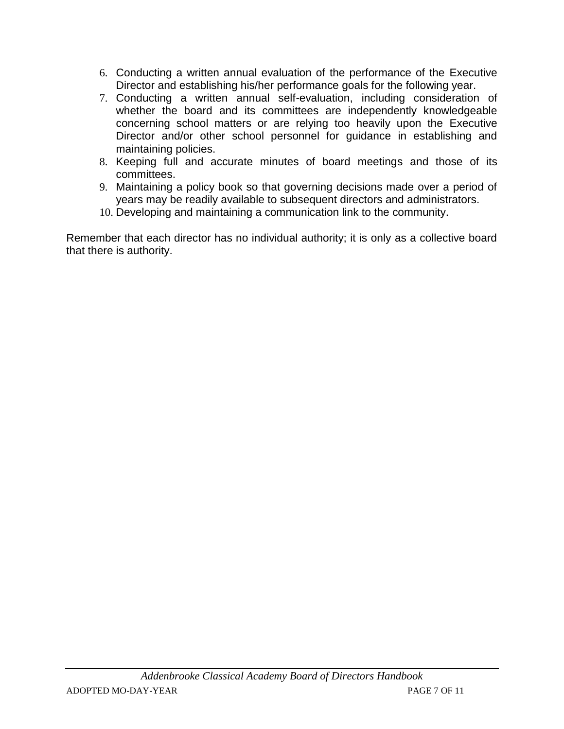6. Conducting a written annual evaluation of the performance of the Executive Director and establishing his/her performance goals for the following year.
7. Conducting a written annual self-evaluation, including consideration of whether the board and its committees are independently knowledgeable concerning school matters or are relying too heavily upon the Executive Director and/or other school personnel for guidance in establishing and maintaining policies.
8. Keeping full and accurate minutes of board meetings and those of its committees.
9. Maintaining a policy book so that governing decisions made over a period of years may be readily available to subsequent directors and administrators.
10. Developing and maintaining a communication link to the community.

Remember that each director has no individual authority; it is only as a collective board that there is authority.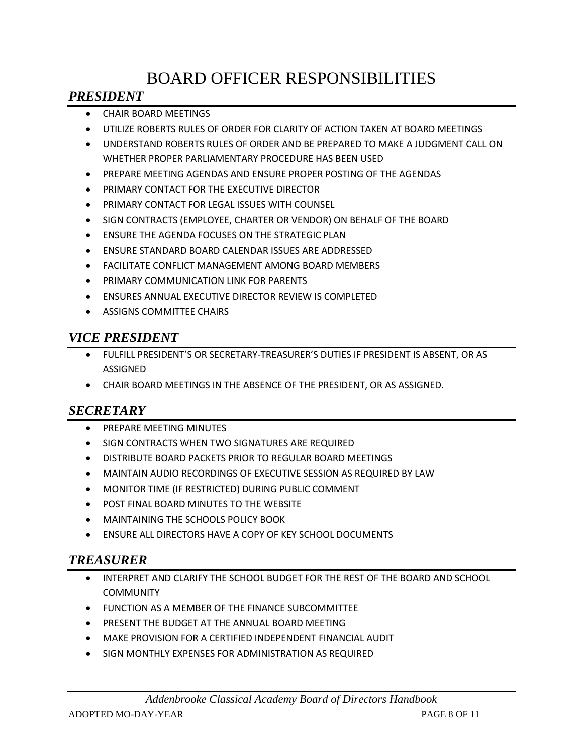# BOARD OFFICER RESPONSIBILITIES

## *PRESIDENT*

- CHAIR BOARD MEETINGS
- UTILIZE ROBERTS RULES OF ORDER FOR CLARITY OF ACTION TAKEN AT BOARD MEETINGS
- UNDERSTAND ROBERTS RULES OF ORDER AND BE PREPARED TO MAKE A JUDGMENT CALL ON WHETHER PROPER PARLIAMENTARY PROCEDURE HAS BEEN USED
- PREPARE MEETING AGENDAS AND ENSURE PROPER POSTING OF THE AGENDAS
- PRIMARY CONTACT FOR THE EXECUTIVE DIRECTOR
- PRIMARY CONTACT FOR LEGAL ISSUES WITH COUNSEL
- SIGN CONTRACTS (EMPLOYEE, CHARTER OR VENDOR) ON BEHALF OF THE BOARD
- ENSURE THE AGENDA FOCUSES ON THE STRATEGIC PLAN
- ENSURE STANDARD BOARD CALENDAR ISSUES ARE ADDRESSED
- FACILITATE CONFLICT MANAGEMENT AMONG BOARD MEMBERS
- PRIMARY COMMUNICATION LINK FOR PARENTS
- ENSURES ANNUAL EXECUTIVE DIRECTOR REVIEW IS COMPLETED
- ASSIGNS COMMITTEE CHAIRS

## *VICE PRESIDENT*

- FULFILL PRESIDENT'S OR SECRETARY-TREASURER'S DUTIES IF PRESIDENT IS ABSENT, OR AS ASSIGNED
- CHAIR BOARD MEETINGS IN THE ABSENCE OF THE PRESIDENT, OR AS ASSIGNED.

## *SECRETARY*

- PREPARE MEETING MINUTES
- SIGN CONTRACTS WHEN TWO SIGNATURES ARE REQUIRED
- DISTRIBUTE BOARD PACKETS PRIOR TO REGULAR BOARD MEETINGS
- MAINTAIN AUDIO RECORDINGS OF EXECUTIVE SESSION AS REQUIRED BY LAW
- MONITOR TIME (IF RESTRICTED) DURING PUBLIC COMMENT
- POST FINAL BOARD MINUTES TO THE WEBSITE
- MAINTAINING THE SCHOOLS POLICY BOOK
- ENSURE ALL DIRECTORS HAVE A COPY OF KEY SCHOOL DOCUMENTS

## *TREASURER*

- INTERPRET AND CLARIFY THE SCHOOL BUDGET FOR THE REST OF THE BOARD AND SCHOOL COMMUNITY
- FUNCTION AS A MEMBER OF THE FINANCE SUBCOMMITTEE
- PRESENT THE BUDGET AT THE ANNUAL BOARD MEETING
- MAKE PROVISION FOR A CERTIFIED INDEPENDENT FINANCIAL AUDIT
- SIGN MONTHLY EXPENSES FOR ADMINISTRATION AS REQUIRED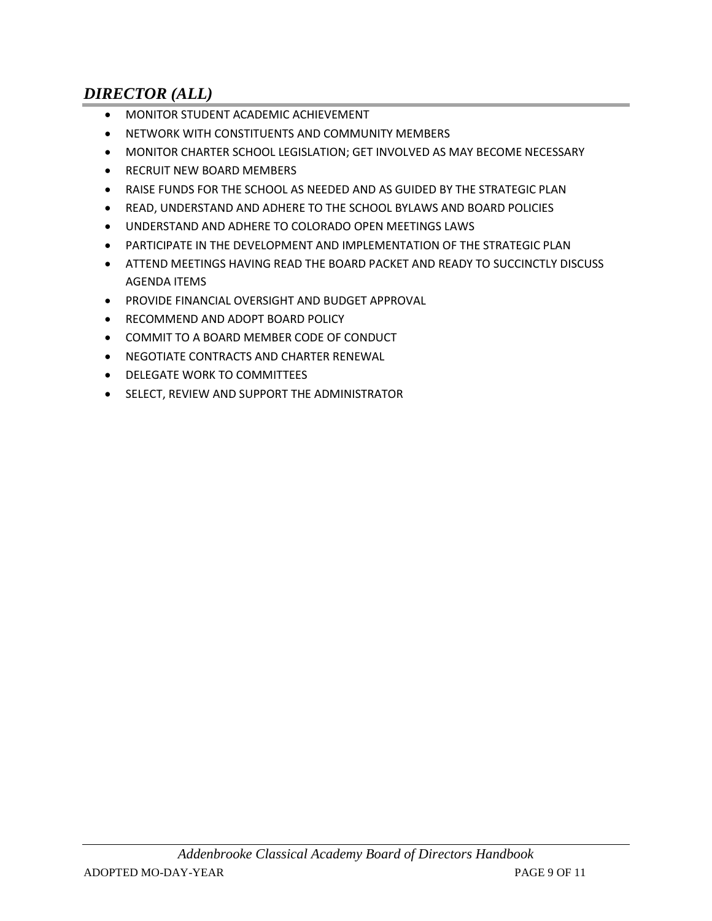## *DIRECTOR (ALL)*

- MONITOR STUDENT ACADEMIC ACHIEVEMENT
- NETWORK WITH CONSTITUENTS AND COMMUNITY MEMBERS
- MONITOR CHARTER SCHOOL LEGISLATION; GET INVOLVED AS MAY BECOME NECESSARY
- RECRUIT NEW BOARD MEMBERS
- RAISE FUNDS FOR THE SCHOOL AS NEEDED AND AS GUIDED BY THE STRATEGIC PLAN
- READ, UNDERSTAND AND ADHERE TO THE SCHOOL BYLAWS AND BOARD POLICIES
- UNDERSTAND AND ADHERE TO COLORADO OPEN MEETINGS LAWS
- PARTICIPATE IN THE DEVELOPMENT AND IMPLEMENTATION OF THE STRATEGIC PLAN
- ATTEND MEETINGS HAVING READ THE BOARD PACKET AND READY TO SUCCINCTLY DISCUSS AGENDA ITEMS
- PROVIDE FINANCIAL OVERSIGHT AND BUDGET APPROVAL
- RECOMMEND AND ADOPT BOARD POLICY
- COMMIT TO A BOARD MEMBER CODE OF CONDUCT
- NEGOTIATE CONTRACTS AND CHARTER RENEWAL
- DELEGATE WORK TO COMMITTEES
- SELECT, REVIEW AND SUPPORT THE ADMINISTRATOR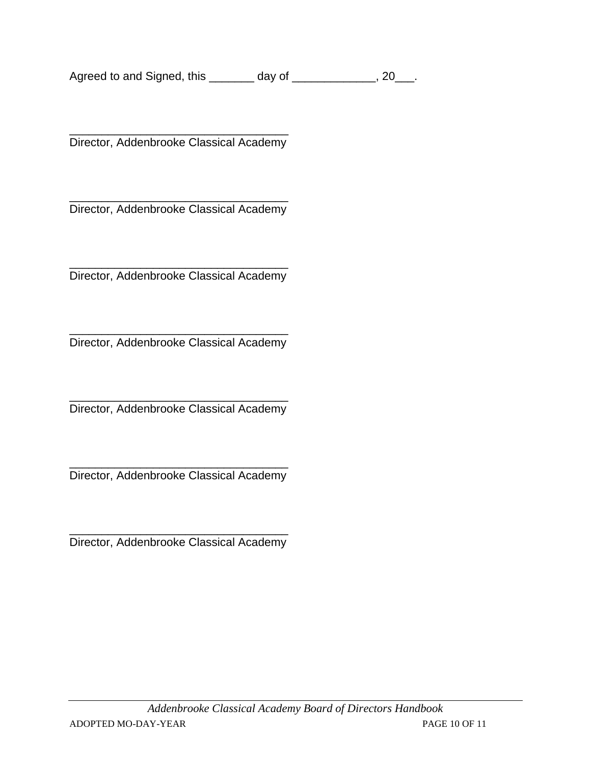Agreed to and Signed, this _______ day of _____________, 20___.

__________________________________
Director, Addenbrooke Classical Academy

__________________________________
Director, Addenbrooke Classical Academy

__________________________________
Director, Addenbrooke Classical Academy

__________________________________
Director, Addenbrooke Classical Academy

__________________________________
Director, Addenbrooke Classical Academy

__________________________________
Director, Addenbrooke Classical Academy

__________________________________
Director, Addenbrooke Classical Academy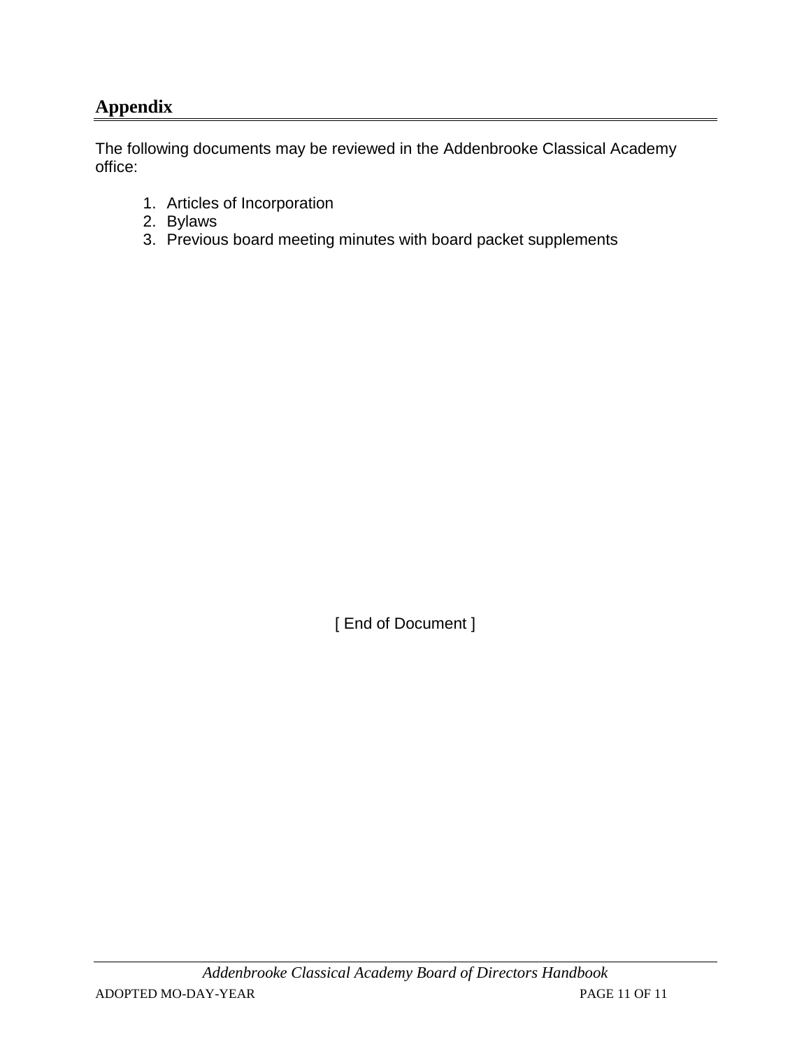## Appendix

The following documents may be reviewed in the Addenbrooke Classical Academy office:

1. Articles of Incorporation
2. Bylaws
3. Previous board meeting minutes with board packet supplements

[ End of Document ]